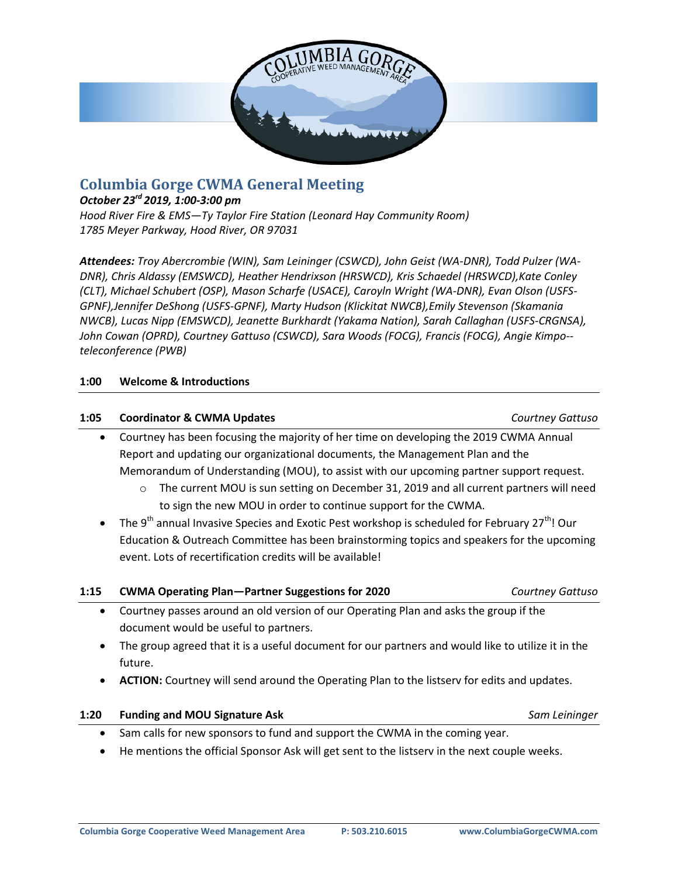# Columbia Gorge CWMA General Meeting

***October 23rd 2019, 1:00-3:00 pm***

*Hood River Fire & EMS—Ty Taylor Fire Station (Leonard Hay Community Room)*
*1785 Meyer Parkway, Hood River, OR 97031*

***Attendees:*** *Troy Abercrombie (WIN), Sam Leininger (CSWCD), John Geist (WA-DNR), Todd Pulzer (WA-DNR), Chris Aldassy (EMSWCD), Heather Hendrixson (HRSWCD), Kris Schaedel (HRSWCD),Kate Conley (CLT), Michael Schubert (OSP), Mason Scharfe (USACE), Caroyln Wright (WA-DNR), Evan Olson (USFS-GPNF),Jennifer DeShong (USFS-GPNF), Marty Hudson (Klickitat NWCB),Emily Stevenson (Skamania NWCB), Lucas Nipp (EMSWCD), Jeanette Burkhardt (Yakama Nation), Sarah Callaghan (USFS-CRGNSA), John Cowan (OPRD), Courtney Gattuso (CSWCD), Sara Woods (FOCG), Francis (FOCG), Angie Kimpo--teleconference (PWB)*

**1:00 Welcome & Introductions**

**1:05 Coordinator & CWMA Updates** *Courtney Gattuso*

- Courtney has been focusing the majority of her time on developing the 2019 CWMA Annual Report and updating our organizational documents, the Management Plan and the Memorandum of Understanding (MOU), to assist with our upcoming partner support request.
    - The current MOU is sun setting on December 31, 2019 and all current partners will need to sign the new MOU in order to continue support for the CWMA.
- The 9th annual Invasive Species and Exotic Pest workshop is scheduled for February 27th! Our Education & Outreach Committee has been brainstorming topics and speakers for the upcoming event. Lots of recertification credits will be available!

**1:15 CWMA Operating Plan—Partner Suggestions for 2020** *Courtney Gattuso*

- Courtney passes around an old version of our Operating Plan and asks the group if the document would be useful to partners.
- The group agreed that it is a useful document for our partners and would like to utilize it in the future.
- **ACTION:** Courtney will send around the Operating Plan to the listserv for edits and updates.

**1:20 Funding and MOU Signature Ask** *Sam Leininger*

- Sam calls for new sponsors to fund and support the CWMA in the coming year.
- He mentions the official Sponsor Ask will get sent to the listserv in the next couple weeks.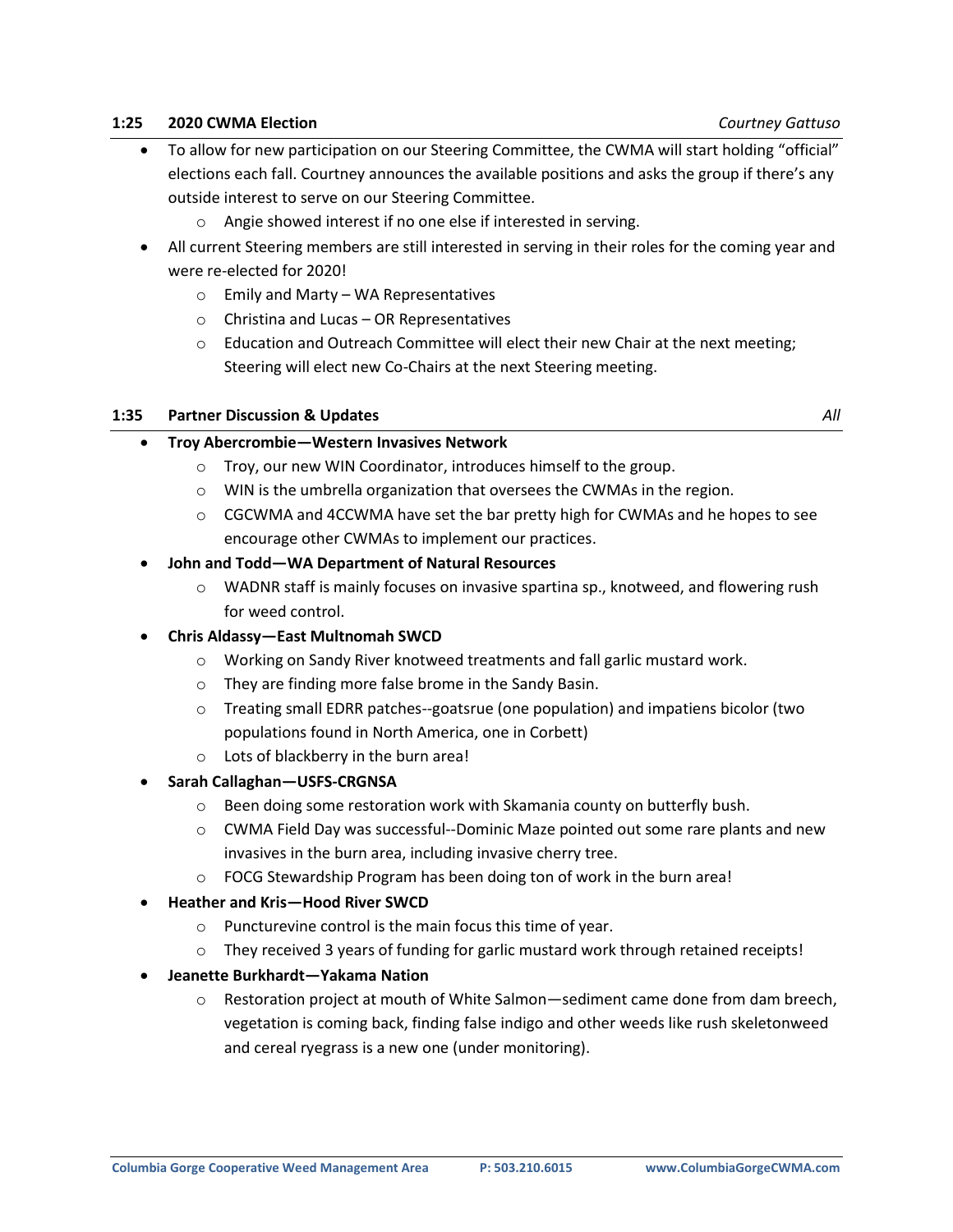**1:25 2020 CWMA Election** *Courtney Gattuso*

- To allow for new participation on our Steering Committee, the CWMA will start holding "official" elections each fall. Courtney announces the available positions and asks the group if there's any outside interest to serve on our Steering Committee.
  - Angie showed interest if no one else if interested in serving.
- All current Steering members are still interested in serving in their roles for the coming year and were re-elected for 2020!
  - Emily and Marty – WA Representatives
  - Christina and Lucas – OR Representatives
  - Education and Outreach Committee will elect their new Chair at the next meeting; Steering will elect new Co-Chairs at the next Steering meeting.

**1:35 Partner Discussion & Updates** *All*

- **Troy Abercrombie—Western Invasives Network**
  - Troy, our new WIN Coordinator, introduces himself to the group.
  - WIN is the umbrella organization that oversees the CWMAs in the region.
  - CGCWMA and 4CCWMA have set the bar pretty high for CWMAs and he hopes to see encourage other CWMAs to implement our practices.
- **John and Todd—WA Department of Natural Resources**
  - WADNR staff is mainly focuses on invasive spartina sp., knotweed, and flowering rush for weed control.
- **Chris Aldassy—East Multnomah SWCD**
  - Working on Sandy River knotweed treatments and fall garlic mustard work.
  - They are finding more false brome in the Sandy Basin.
  - Treating small EDRR patches--goatsrue (one population) and impatiens bicolor (two populations found in North America, one in Corbett)
  - Lots of blackberry in the burn area!
- **Sarah Callaghan—USFS-CRGNSA**
  - Been doing some restoration work with Skamania county on butterfly bush.
  - CWMA Field Day was successful--Dominic Maze pointed out some rare plants and new invasives in the burn area, including invasive cherry tree.
  - FOCG Stewardship Program has been doing ton of work in the burn area!
- **Heather and Kris—Hood River SWCD**
  - Puncturevine control is the main focus this time of year.
  - They received 3 years of funding for garlic mustard work through retained receipts!
- **Jeanette Burkhardt—Yakama Nation**
  - Restoration project at mouth of White Salmon—sediment came done from dam breech, vegetation is coming back, finding false indigo and other weeds like rush skeletonweed and cereal ryegrass is a new one (under monitoring).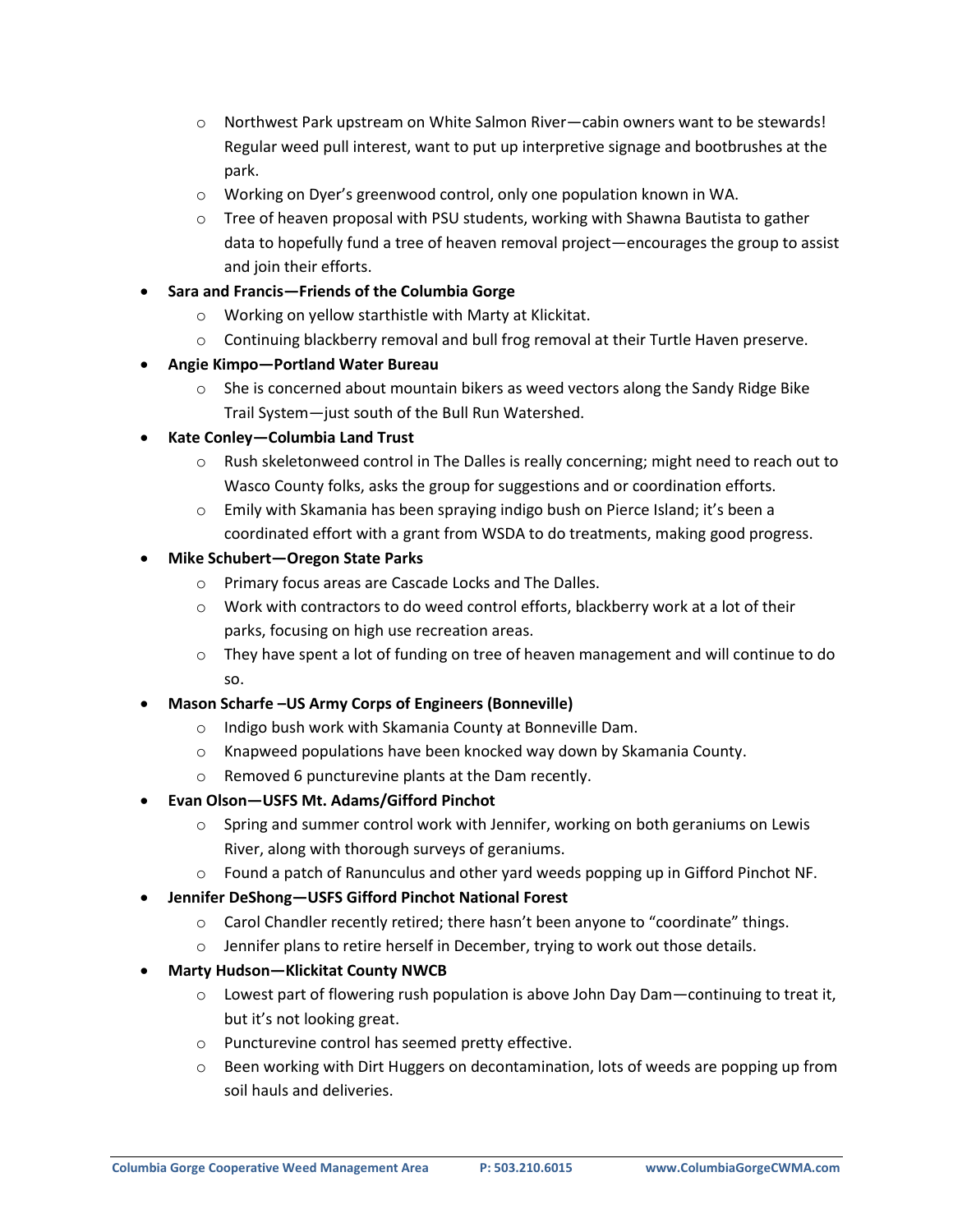- Northwest Park upstream on White Salmon River—cabin owners want to be stewards! Regular weed pull interest, want to put up interpretive signage and bootbrushes at the park.
    - Working on Dyer's greenwood control, only one population known in WA.
    - Tree of heaven proposal with PSU students, working with Shawna Bautista to gather data to hopefully fund a tree of heaven removal project—encourages the group to assist and join their efforts.
- **Sara and Francis—Friends of the Columbia Gorge**
    - Working on yellow starthistle with Marty at Klickitat.
    - Continuing blackberry removal and bull frog removal at their Turtle Haven preserve.
- **Angie Kimpo—Portland Water Bureau**
    - She is concerned about mountain bikers as weed vectors along the Sandy Ridge Bike Trail System—just south of the Bull Run Watershed.
- **Kate Conley—Columbia Land Trust**
    - Rush skeletonweed control in The Dalles is really concerning; might need to reach out to Wasco County folks, asks the group for suggestions and or coordination efforts.
    - Emily with Skamania has been spraying indigo bush on Pierce Island; it's been a coordinated effort with a grant from WSDA to do treatments, making good progress.
- **Mike Schubert—Oregon State Parks**
    - Primary focus areas are Cascade Locks and The Dalles.
    - Work with contractors to do weed control efforts, blackberry work at a lot of their parks, focusing on high use recreation areas.
    - They have spent a lot of funding on tree of heaven management and will continue to do so.
- **Mason Scharfe –US Army Corps of Engineers (Bonneville)**
    - Indigo bush work with Skamania County at Bonneville Dam.
    - Knapweed populations have been knocked way down by Skamania County.
    - Removed 6 puncturevine plants at the Dam recently.
- **Evan Olson—USFS Mt. Adams/Gifford Pinchot**
    - Spring and summer control work with Jennifer, working on both geraniums on Lewis River, along with thorough surveys of geraniums.
    - Found a patch of Ranunculus and other yard weeds popping up in Gifford Pinchot NF.
- **Jennifer DeShong—USFS Gifford Pinchot National Forest**
    - Carol Chandler recently retired; there hasn't been anyone to "coordinate" things.
    - Jennifer plans to retire herself in December, trying to work out those details.
- **Marty Hudson—Klickitat County NWCB**
    - Lowest part of flowering rush population is above John Day Dam—continuing to treat it, but it's not looking great.
    - Puncturevine control has seemed pretty effective.
    - Been working with Dirt Huggers on decontamination, lots of weeds are popping up from soil hauls and deliveries.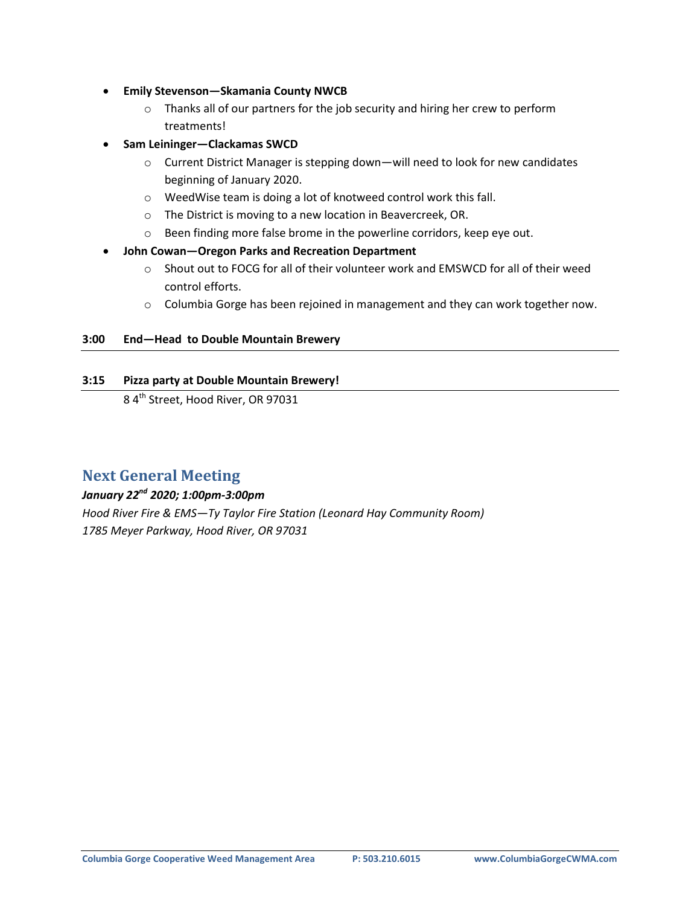- **Emily Stevenson—Skamania County NWCB**
    - Thanks all of our partners for the job security and hiring her crew to perform treatments!
- **Sam Leininger—Clackamas SWCD**
    - Current District Manager is stepping down—will need to look for new candidates beginning of January 2020.
    - WeedWise team is doing a lot of knotweed control work this fall.
    - The District is moving to a new location in Beavercreek, OR.
    - Been finding more false brome in the powerline corridors, keep eye out.
- **John Cowan—Oregon Parks and Recreation Department**
    - Shout out to FOCG for all of their volunteer work and EMSWCD for all of their weed control efforts.
    - Columbia Gorge has been rejoined in management and they can work together now.

**3:00 End—Head to Double Mountain Brewery**

---

**3:15 Pizza party at Double Mountain Brewery!**

---

8 4th Street, Hood River, OR 97031

## Next General Meeting

***January 22nd 2020; 1:00pm-3:00pm***

*Hood River Fire & EMS—Ty Taylor Fire Station (Leonard Hay Community Room)*

*1785 Meyer Parkway, Hood River, OR 97031*